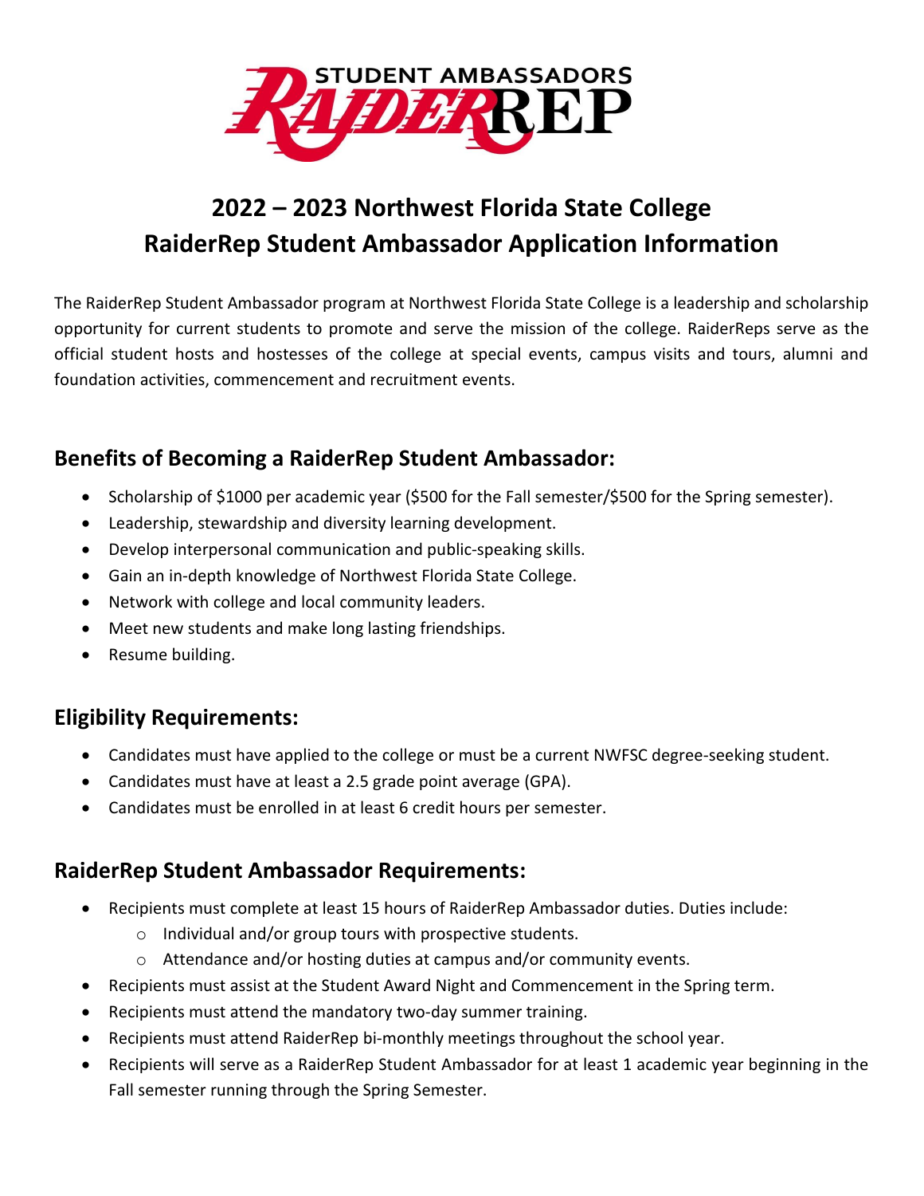STUDENT AMBASSADORS RAIDERREP

# 2022 – 2023 Northwest Florida State College RaiderRep Student Ambassador Application Information

The RaiderRep Student Ambassador program at Northwest Florida State College is a leadership and scholarship opportunity for current students to promote and serve the mission of the college. RaiderReps serve as the official student hosts and hostesses of the college at special events, campus visits and tours, alumni and foundation activities, commencement and recruitment events.

## Benefits of Becoming a RaiderRep Student Ambassador:

- Scholarship of $1000 per academic year ($500 for the Fall semester/$500 for the Spring semester).
- Leadership, stewardship and diversity learning development.
- Develop interpersonal communication and public-speaking skills.
- Gain an in-depth knowledge of Northwest Florida State College.
- Network with college and local community leaders.
- Meet new students and make long lasting friendships.
- Resume building.

## Eligibility Requirements:

- Candidates must have applied to the college or must be a current NWFSC degree-seeking student.
- Candidates must have at least a 2.5 grade point average (GPA).
- Candidates must be enrolled in at least 6 credit hours per semester.

## RaiderRep Student Ambassador Requirements:

- Recipients must complete at least 15 hours of RaiderRep Ambassador duties. Duties include:
  - Individual and/or group tours with prospective students.
  - Attendance and/or hosting duties at campus and/or community events.
- Recipients must assist at the Student Award Night and Commencement in the Spring term.
- Recipients must attend the mandatory two-day summer training.
- Recipients must attend RaiderRep bi-monthly meetings throughout the school year.
- Recipients will serve as a RaiderRep Student Ambassador for at least 1 academic year beginning in the Fall semester running through the Spring Semester.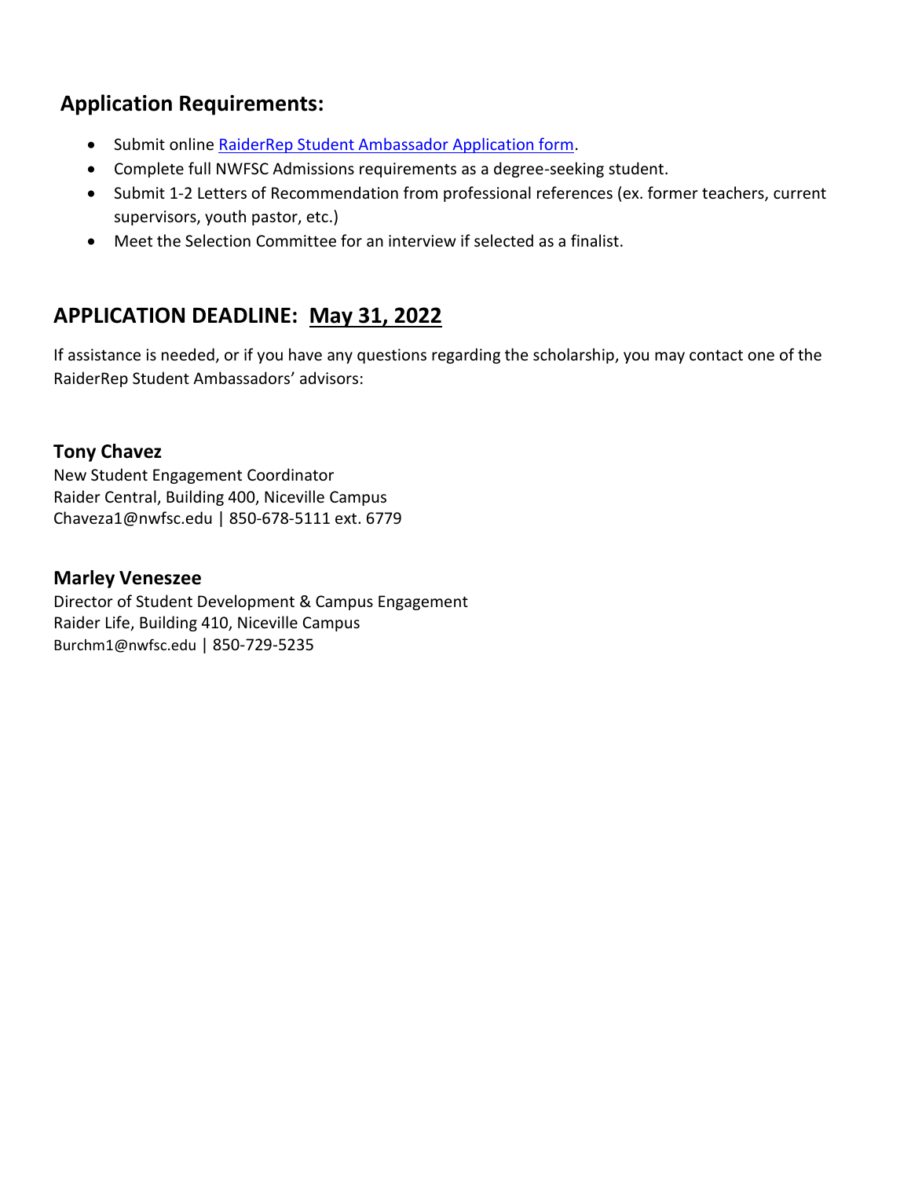## Application Requirements:

- Submit online [RaiderRep Student Ambassador Application form](#).
- Complete full NWFSC Admissions requirements as a degree-seeking student.
- Submit 1-2 Letters of Recommendation from professional references (ex. former teachers, current supervisors, youth pastor, etc.)
- Meet the Selection Committee for an interview if selected as a finalist.

## APPLICATION DEADLINE: May 31, 2022

If assistance is needed, or if you have any questions regarding the scholarship, you may contact one of the RaiderRep Student Ambassadors' advisors:

**Tony Chavez**
New Student Engagement Coordinator
Raider Central, Building 400, Niceville Campus
Chaveza1@nwfsc.edu | 850-678-5111 ext. 6779

**Marley Veneszee**
Director of Student Development & Campus Engagement
Raider Life, Building 410, Niceville Campus
Burchm1@nwfsc.edu | 850-729-5235